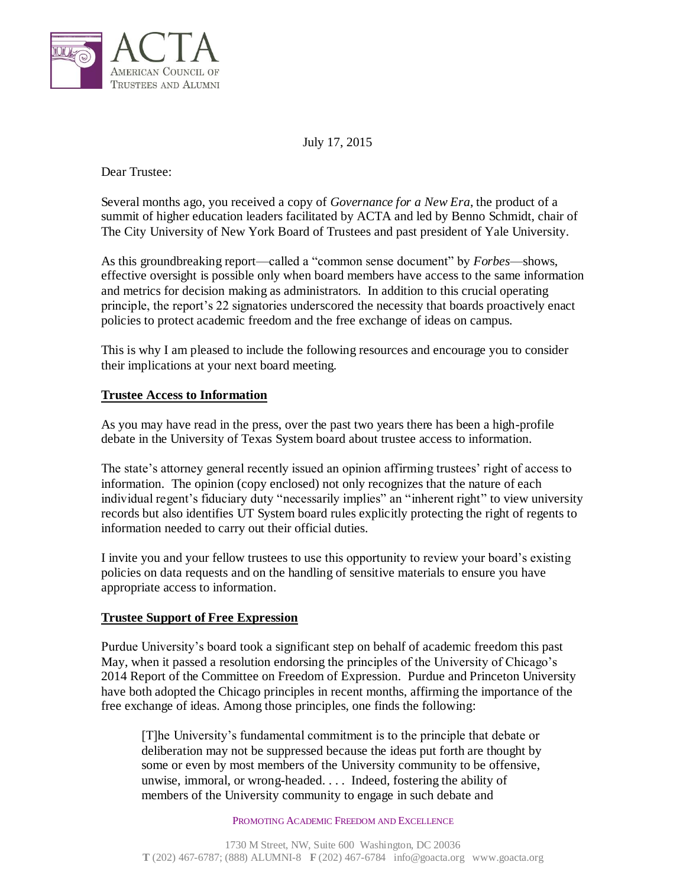ACTA
American Council of Trustees and Alumni

July 17, 2015

Dear Trustee:

Several months ago, you received a copy of *Governance for a New Era*, the product of a summit of higher education leaders facilitated by ACTA and led by Benno Schmidt, chair of The City University of New York Board of Trustees and past president of Yale University.

As this groundbreaking report—called a "common sense document" by *Forbes*—shows, effective oversight is possible only when board members have access to the same information and metrics for decision making as administrators. In addition to this crucial operating principle, the report's 22 signatories underscored the necessity that boards proactively enact policies to protect academic freedom and the free exchange of ideas on campus.

This is why I am pleased to include the following resources and encourage you to consider their implications at your next board meeting.

**Trustee Access to Information**

As you may have read in the press, over the past two years there has been a high-profile debate in the University of Texas System board about trustee access to information.

The state's attorney general recently issued an opinion affirming trustees' right of access to information. The opinion (copy enclosed) not only recognizes that the nature of each individual regent's fiduciary duty "necessarily implies" an "inherent right" to view university records but also identifies UT System board rules explicitly protecting the right of regents to information needed to carry out their official duties.

I invite you and your fellow trustees to use this opportunity to review your board's existing policies on data requests and on the handling of sensitive materials to ensure you have appropriate access to information.

**Trustee Support of Free Expression**

Purdue University's board took a significant step on behalf of academic freedom this past May, when it passed a resolution endorsing the principles of the University of Chicago's 2014 Report of the Committee on Freedom of Expression. Purdue and Princeton University have both adopted the Chicago principles in recent months, affirming the importance of the free exchange of ideas. Among those principles, one finds the following:

> [T]he University's fundamental commitment is to the principle that debate or deliberation may not be suppressed because the ideas put forth are thought by some or even by most members of the University community to be offensive, unwise, immoral, or wrong-headed. . . . Indeed, fostering the ability of members of the University community to engage in such debate and

Promoting Academic Freedom and Excellence

1730 M Street, NW, Suite 600 Washington, DC 20036
**T** (202) 467-6787; (888) ALUMNI-8 **F** (202) 467-6784 info@goacta.org www.goacta.org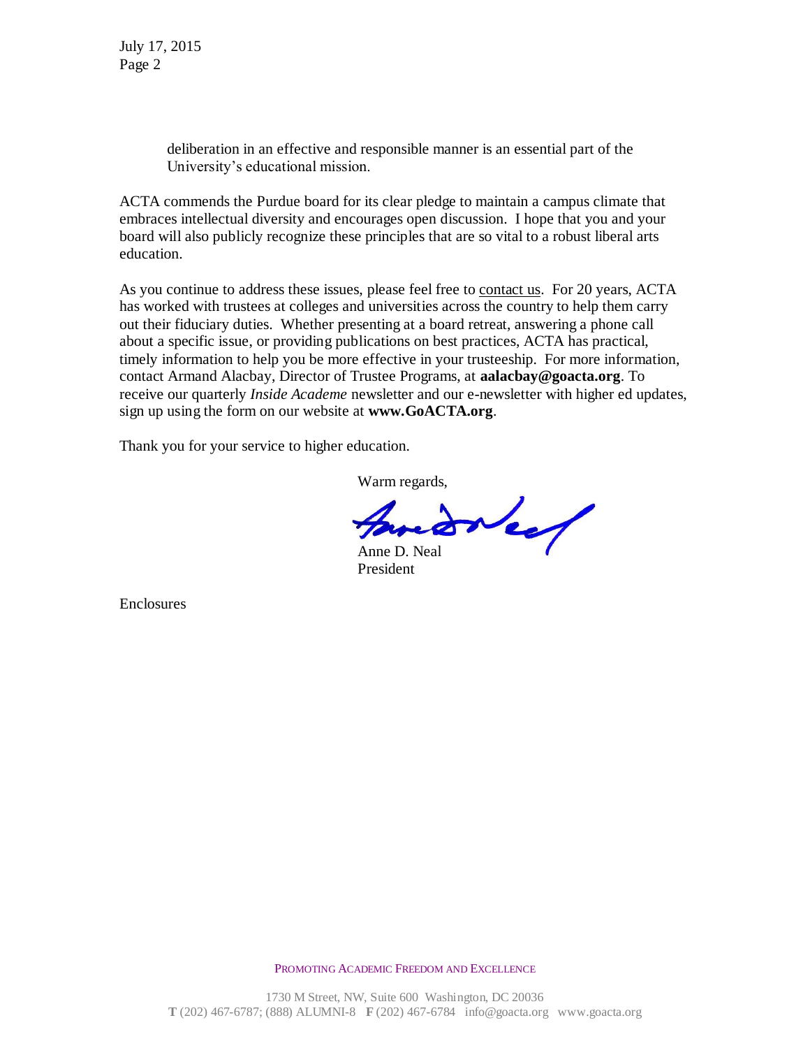deliberation in an effective and responsible manner is an essential part of the University's educational mission.

ACTA commends the Purdue board for its clear pledge to maintain a campus climate that embraces intellectual diversity and encourages open discussion. I hope that you and your board will also publicly recognize these principles that are so vital to a robust liberal arts education.

As you continue to address these issues, please feel free to contact us. For 20 years, ACTA has worked with trustees at colleges and universities across the country to help them carry out their fiduciary duties. Whether presenting at a board retreat, answering a phone call about a specific issue, or providing publications on best practices, ACTA has practical, timely information to help you be more effective in your trusteeship. For more information, contact Armand Alacbay, Director of Trustee Programs, at **aalacbay@goacta.org**. To receive our quarterly *Inside Academe* newsletter and our e-newsletter with higher ed updates, sign up using the form on our website at **www.GoACTA.org**.

Thank you for your service to higher education.

Warm regards,

Anne D. Neal
President

Enclosures

PROMOTING ACADEMIC FREEDOM AND EXCELLENCE

1730 M Street, NW, Suite 600 Washington, DC 20036
**T** (202) 467-6787; (888) ALUMNI-8 **F** (202) 467-6784 info@goacta.org www.goacta.org